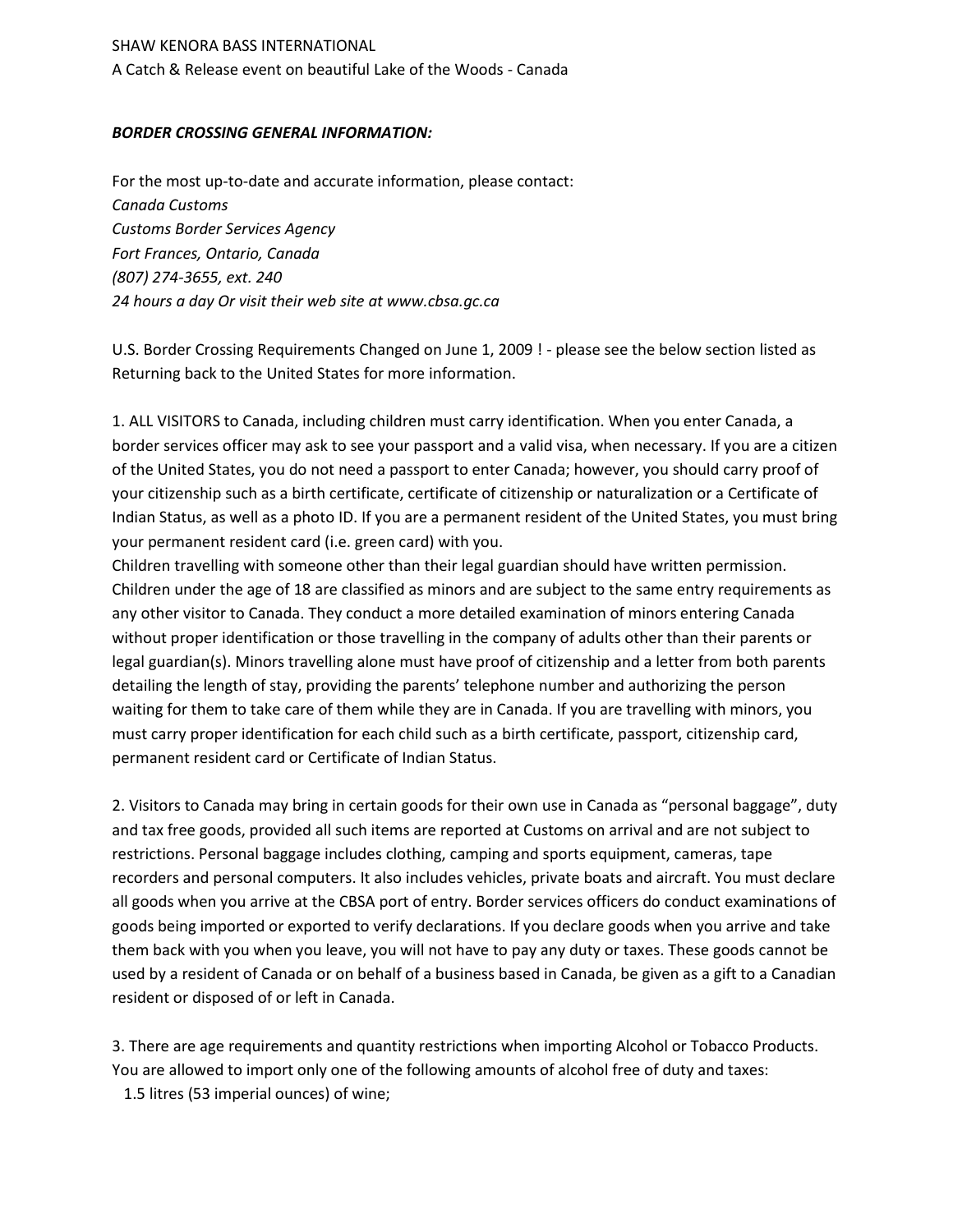SHAW KENORA BASS INTERNATIONAL

A Catch & Release event on beautiful Lake of the Woods - Canada

***BORDER CROSSING GENERAL INFORMATION:***

For the most up-to-date and accurate information, please contact:
*Canada Customs*
*Customs Border Services Agency*
*Fort Frances, Ontario, Canada*
*(807) 274-3655, ext. 240*
*24 hours a day Or visit their web site at www.cbsa.gc.ca*

U.S. Border Crossing Requirements Changed on June 1, 2009 ! - please see the below section listed as Returning back to the United States for more information.

1. ALL VISITORS to Canada, including children must carry identification. When you enter Canada, a border services officer may ask to see your passport and a valid visa, when necessary. If you are a citizen of the United States, you do not need a passport to enter Canada; however, you should carry proof of your citizenship such as a birth certificate, certificate of citizenship or naturalization or a Certificate of Indian Status, as well as a photo ID. If you are a permanent resident of the United States, you must bring your permanent resident card (i.e. green card) with you.
Children travelling with someone other than their legal guardian should have written permission. Children under the age of 18 are classified as minors and are subject to the same entry requirements as any other visitor to Canada. They conduct a more detailed examination of minors entering Canada without proper identification or those travelling in the company of adults other than their parents or legal guardian(s). Minors travelling alone must have proof of citizenship and a letter from both parents detailing the length of stay, providing the parents' telephone number and authorizing the person waiting for them to take care of them while they are in Canada. If you are travelling with minors, you must carry proper identification for each child such as a birth certificate, passport, citizenship card, permanent resident card or Certificate of Indian Status.

2. Visitors to Canada may bring in certain goods for their own use in Canada as "personal baggage", duty and tax free goods, provided all such items are reported at Customs on arrival and are not subject to restrictions. Personal baggage includes clothing, camping and sports equipment, cameras, tape recorders and personal computers. It also includes vehicles, private boats and aircraft. You must declare all goods when you arrive at the CBSA port of entry. Border services officers do conduct examinations of goods being imported or exported to verify declarations. If you declare goods when you arrive and take them back with you when you leave, you will not have to pay any duty or taxes. These goods cannot be used by a resident of Canada or on behalf of a business based in Canada, be given as a gift to a Canadian resident or disposed of or left in Canada.

3. There are age requirements and quantity restrictions when importing Alcohol or Tobacco Products. You are allowed to import only one of the following amounts of alcohol free of duty and taxes:
  1.5 litres (53 imperial ounces) of wine;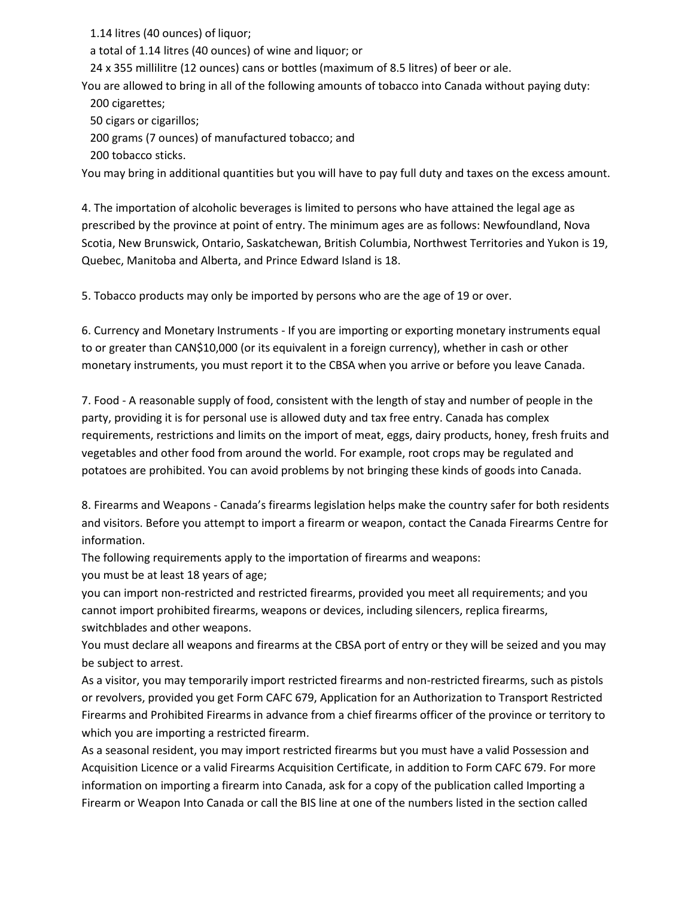1.14 litres (40 ounces) of liquor;

a total of 1.14 litres (40 ounces) of wine and liquor; or

24 x 355 millilitre (12 ounces) cans or bottles (maximum of 8.5 litres) of beer or ale.

You are allowed to bring in all of the following amounts of tobacco into Canada without paying duty:

200 cigarettes;

50 cigars or cigarillos;

200 grams (7 ounces) of manufactured tobacco; and

200 tobacco sticks.

You may bring in additional quantities but you will have to pay full duty and taxes on the excess amount.

4. The importation of alcoholic beverages is limited to persons who have attained the legal age as prescribed by the province at point of entry. The minimum ages are as follows: Newfoundland, Nova Scotia, New Brunswick, Ontario, Saskatchewan, British Columbia, Northwest Territories and Yukon is 19, Quebec, Manitoba and Alberta, and Prince Edward Island is 18.

5. Tobacco products may only be imported by persons who are the age of 19 or over.

6. Currency and Monetary Instruments - If you are importing or exporting monetary instruments equal to or greater than CAN$10,000 (or its equivalent in a foreign currency), whether in cash or other monetary instruments, you must report it to the CBSA when you arrive or before you leave Canada.

7. Food - A reasonable supply of food, consistent with the length of stay and number of people in the party, providing it is for personal use is allowed duty and tax free entry. Canada has complex requirements, restrictions and limits on the import of meat, eggs, dairy products, honey, fresh fruits and vegetables and other food from around the world. For example, root crops may be regulated and potatoes are prohibited. You can avoid problems by not bringing these kinds of goods into Canada.

8. Firearms and Weapons - Canada's firearms legislation helps make the country safer for both residents and visitors. Before you attempt to import a firearm or weapon, contact the Canada Firearms Centre for information.

The following requirements apply to the importation of firearms and weapons:

you must be at least 18 years of age;

you can import non-restricted and restricted firearms, provided you meet all requirements; and you cannot import prohibited firearms, weapons or devices, including silencers, replica firearms, switchblades and other weapons.

You must declare all weapons and firearms at the CBSA port of entry or they will be seized and you may be subject to arrest.

As a visitor, you may temporarily import restricted firearms and non-restricted firearms, such as pistols or revolvers, provided you get Form CAFC 679, Application for an Authorization to Transport Restricted Firearms and Prohibited Firearms in advance from a chief firearms officer of the province or territory to which you are importing a restricted firearm.

As a seasonal resident, you may import restricted firearms but you must have a valid Possession and Acquisition Licence or a valid Firearms Acquisition Certificate, in addition to Form CAFC 679. For more information on importing a firearm into Canada, ask for a copy of the publication called Importing a Firearm or Weapon Into Canada or call the BIS line at one of the numbers listed in the section called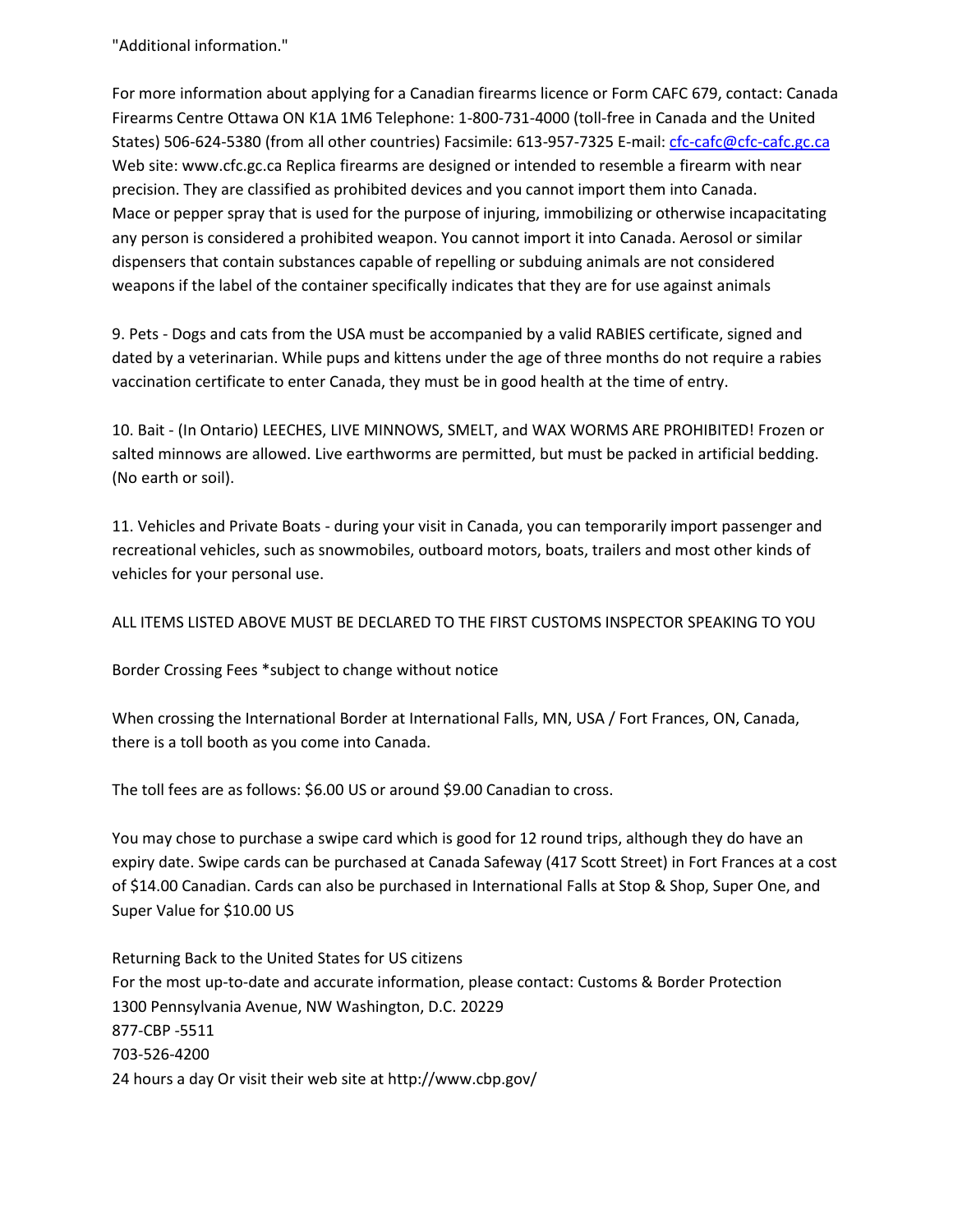"Additional information."

For more information about applying for a Canadian firearms licence or Form CAFC 679, contact: Canada Firearms Centre Ottawa ON K1A 1M6 Telephone: 1-800-731-4000 (toll-free in Canada and the United States) 506-624-5380 (from all other countries) Facsimile: 613-957-7325 E-mail: [cfc-cafc@cfc-cafc.gc.ca](mailto:cfc-cafc@cfc-cafc.gc.ca) Web site: www.cfc.gc.ca Replica firearms are designed or intended to resemble a firearm with near precision. They are classified as prohibited devices and you cannot import them into Canada. Mace or pepper spray that is used for the purpose of injuring, immobilizing or otherwise incapacitating any person is considered a prohibited weapon. You cannot import it into Canada. Aerosol or similar dispensers that contain substances capable of repelling or subduing animals are not considered weapons if the label of the container specifically indicates that they are for use against animals

9. Pets - Dogs and cats from the USA must be accompanied by a valid RABIES certificate, signed and dated by a veterinarian. While pups and kittens under the age of three months do not require a rabies vaccination certificate to enter Canada, they must be in good health at the time of entry.

10. Bait - (In Ontario) LEECHES, LIVE MINNOWS, SMELT, and WAX WORMS ARE PROHIBITED! Frozen or salted minnows are allowed. Live earthworms are permitted, but must be packed in artificial bedding. (No earth or soil).

11. Vehicles and Private Boats - during your visit in Canada, you can temporarily import passenger and recreational vehicles, such as snowmobiles, outboard motors, boats, trailers and most other kinds of vehicles for your personal use.

ALL ITEMS LISTED ABOVE MUST BE DECLARED TO THE FIRST CUSTOMS INSPECTOR SPEAKING TO YOU

Border Crossing Fees *subject to change without notice

When crossing the International Border at International Falls, MN, USA / Fort Frances, ON, Canada, there is a toll booth as you come into Canada.

The toll fees are as follows: $6.00 US or around $9.00 Canadian to cross.

You may chose to purchase a swipe card which is good for 12 round trips, although they do have an expiry date. Swipe cards can be purchased at Canada Safeway (417 Scott Street) in Fort Frances at a cost of $14.00 Canadian. Cards can also be purchased in International Falls at Stop & Shop, Super One, and Super Value for $10.00 US

Returning Back to the United States for US citizens
For the most up-to-date and accurate information, please contact: Customs & Border Protection
1300 Pennsylvania Avenue, NW Washington, D.C. 20229
877-CBP -5511
703-526-4200
24 hours a day Or visit their web site at http://www.cbp.gov/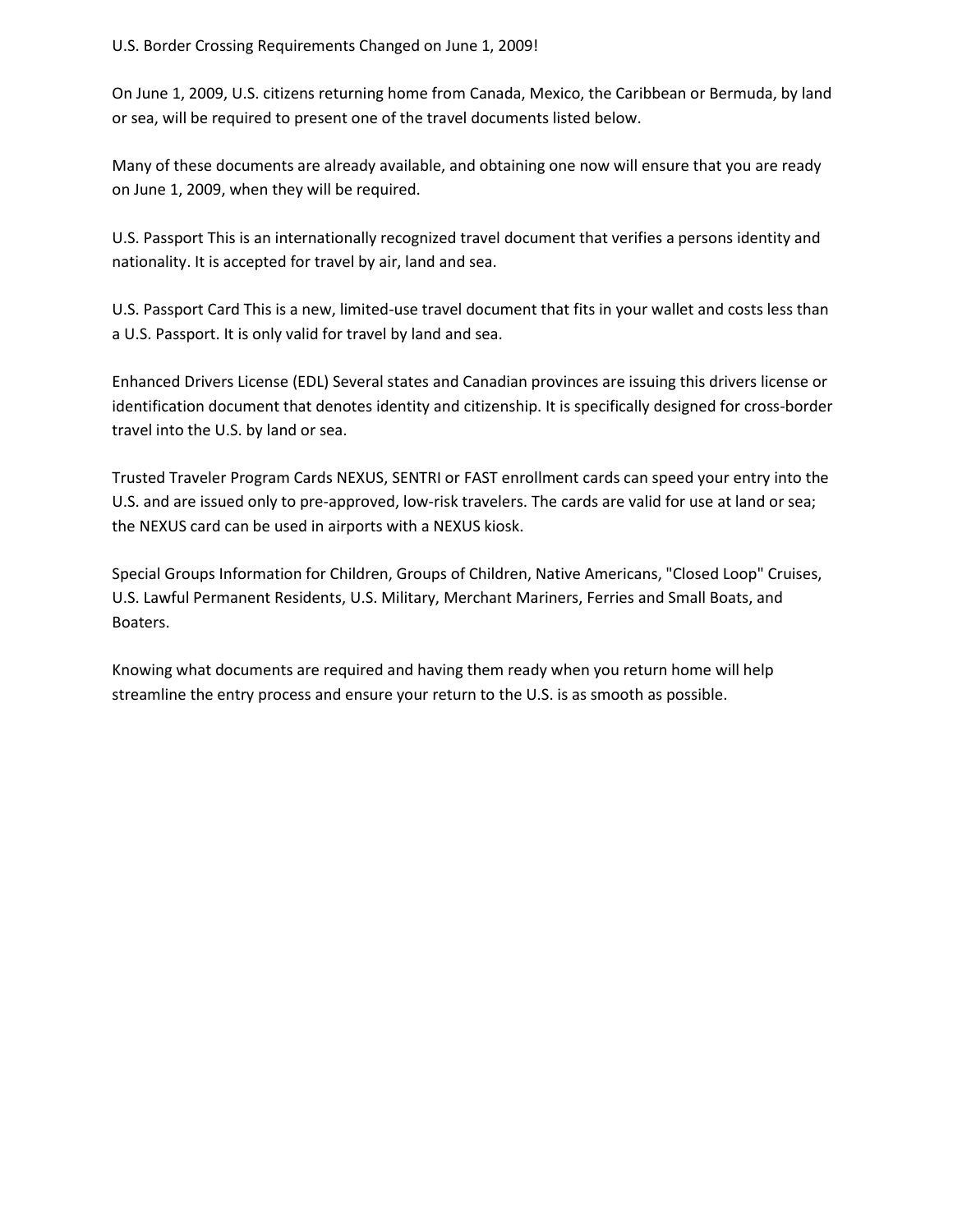U.S. Border Crossing Requirements Changed on June 1, 2009!

On June 1, 2009, U.S. citizens returning home from Canada, Mexico, the Caribbean or Bermuda, by land or sea, will be required to present one of the travel documents listed below.

Many of these documents are already available, and obtaining one now will ensure that you are ready on June 1, 2009, when they will be required.

U.S. Passport This is an internationally recognized travel document that verifies a persons identity and nationality. It is accepted for travel by air, land and sea.

U.S. Passport Card This is a new, limited-use travel document that fits in your wallet and costs less than a U.S. Passport. It is only valid for travel by land and sea.

Enhanced Drivers License (EDL) Several states and Canadian provinces are issuing this drivers license or identification document that denotes identity and citizenship. It is specifically designed for cross-border travel into the U.S. by land or sea.

Trusted Traveler Program Cards NEXUS, SENTRI or FAST enrollment cards can speed your entry into the U.S. and are issued only to pre-approved, low-risk travelers. The cards are valid for use at land or sea; the NEXUS card can be used in airports with a NEXUS kiosk.

Special Groups Information for Children, Groups of Children, Native Americans, "Closed Loop" Cruises, U.S. Lawful Permanent Residents, U.S. Military, Merchant Mariners, Ferries and Small Boats, and Boaters.

Knowing what documents are required and having them ready when you return home will help streamline the entry process and ensure your return to the U.S. is as smooth as possible.